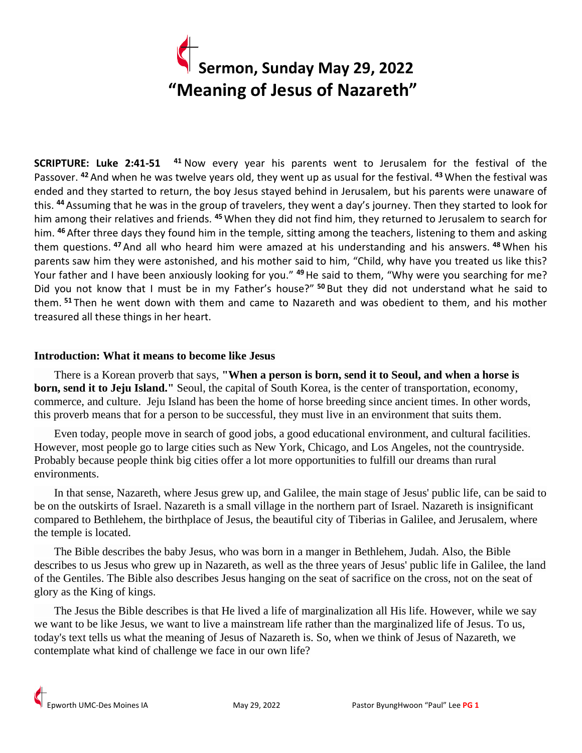# Sermon, Sunday May 29, 2022
# "Meaning of Jesus of Nazareth"

**SCRIPTURE: Luke 2:41-51** [41] Now every year his parents went to Jerusalem for the festival of the Passover. [42] And when he was twelve years old, they went up as usual for the festival. [43] When the festival was ended and they started to return, the boy Jesus stayed behind in Jerusalem, but his parents were unaware of this. [44] Assuming that he was in the group of travelers, they went a day's journey. Then they started to look for him among their relatives and friends. [45] When they did not find him, they returned to Jerusalem to search for him. [46] After three days they found him in the temple, sitting among the teachers, listening to them and asking them questions. [47] And all who heard him were amazed at his understanding and his answers. [48] When his parents saw him they were astonished, and his mother said to him, "Child, why have you treated us like this? Your father and I have been anxiously looking for you." [49] He said to them, "Why were you searching for me? Did you not know that I must be in my Father's house?" [50] But they did not understand what he said to them. [51] Then he went down with them and came to Nazareth and was obedient to them, and his mother treasured all these things in her heart.

## Introduction: What it means to become like Jesus

There is a Korean proverb that says, **"When a person is born, send it to Seoul, and when a horse is born, send it to Jeju Island."** Seoul, the capital of South Korea, is the center of transportation, economy, commerce, and culture. Jeju Island has been the home of horse breeding since ancient times. In other words, this proverb means that for a person to be successful, they must live in an environment that suits them.

Even today, people move in search of good jobs, a good educational environment, and cultural facilities. However, most people go to large cities such as New York, Chicago, and Los Angeles, not the countryside. Probably because people think big cities offer a lot more opportunities to fulfill our dreams than rural environments.

In that sense, Nazareth, where Jesus grew up, and Galilee, the main stage of Jesus' public life, can be said to be on the outskirts of Israel. Nazareth is a small village in the northern part of Israel. Nazareth is insignificant compared to Bethlehem, the birthplace of Jesus, the beautiful city of Tiberias in Galilee, and Jerusalem, where the temple is located.

The Bible describes the baby Jesus, who was born in a manger in Bethlehem, Judah. Also, the Bible describes to us Jesus who grew up in Nazareth, as well as the three years of Jesus' public life in Galilee, the land of the Gentiles. The Bible also describes Jesus hanging on the seat of sacrifice on the cross, not on the seat of glory as the King of kings.

The Jesus the Bible describes is that He lived a life of marginalization all His life. However, while we say we want to be like Jesus, we want to live a mainstream life rather than the marginalized life of Jesus. To us, today's text tells us what the meaning of Jesus of Nazareth is. So, when we think of Jesus of Nazareth, we contemplate what kind of challenge we face in our own life?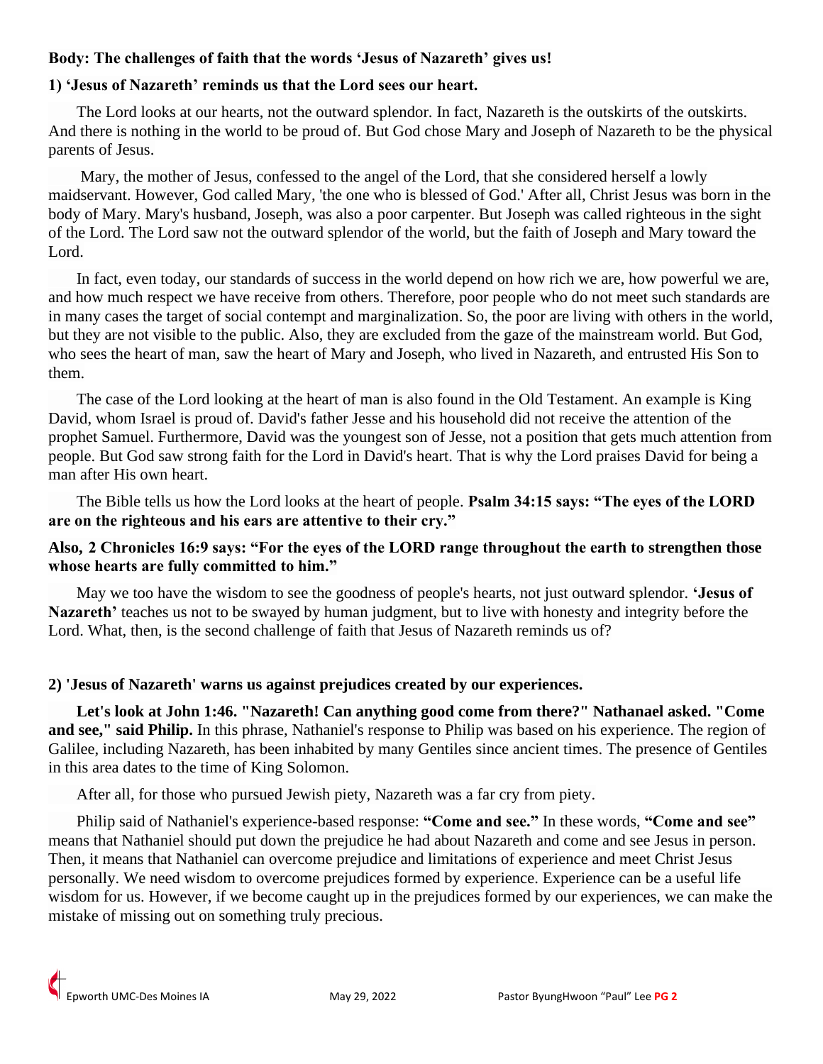**Body: The challenges of faith that the words 'Jesus of Nazareth' gives us!**

**1) 'Jesus of Nazareth' reminds us that the Lord sees our heart.**

The Lord looks at our hearts, not the outward splendor. In fact, Nazareth is the outskirts of the outskirts. And there is nothing in the world to be proud of. But God chose Mary and Joseph of Nazareth to be the physical parents of Jesus.

Mary, the mother of Jesus, confessed to the angel of the Lord, that she considered herself a lowly maidservant. However, God called Mary, 'the one who is blessed of God.' After all, Christ Jesus was born in the body of Mary. Mary's husband, Joseph, was also a poor carpenter. But Joseph was called righteous in the sight of the Lord. The Lord saw not the outward splendor of the world, but the faith of Joseph and Mary toward the Lord.

In fact, even today, our standards of success in the world depend on how rich we are, how powerful we are, and how much respect we have receive from others. Therefore, poor people who do not meet such standards are in many cases the target of social contempt and marginalization. So, the poor are living with others in the world, but they are not visible to the public. Also, they are excluded from the gaze of the mainstream world. But God, who sees the heart of man, saw the heart of Mary and Joseph, who lived in Nazareth, and entrusted His Son to them.

The case of the Lord looking at the heart of man is also found in the Old Testament. An example is King David, whom Israel is proud of. David's father Jesse and his household did not receive the attention of the prophet Samuel. Furthermore, David was the youngest son of Jesse, not a position that gets much attention from people. But God saw strong faith for the Lord in David's heart. That is why the Lord praises David for being a man after His own heart.

The Bible tells us how the Lord looks at the heart of people. **Psalm 34:15 says: "The eyes of the LORD are on the righteous and his ears are attentive to their cry."**

**Also, 2 Chronicles 16:9 says: "For the eyes of the LORD range throughout the earth to strengthen those whose hearts are fully committed to him."**

May we too have the wisdom to see the goodness of people's hearts, not just outward splendor. **'Jesus of Nazareth'** teaches us not to be swayed by human judgment, but to live with honesty and integrity before the Lord. What, then, is the second challenge of faith that Jesus of Nazareth reminds us of?

**2) 'Jesus of Nazareth' warns us against prejudices created by our experiences.**

**Let's look at John 1:46. "Nazareth! Can anything good come from there?" Nathanael asked. "Come and see," said Philip.** In this phrase, Nathaniel's response to Philip was based on his experience. The region of Galilee, including Nazareth, has been inhabited by many Gentiles since ancient times. The presence of Gentiles in this area dates to the time of King Solomon.

After all, for those who pursued Jewish piety, Nazareth was a far cry from piety.

Philip said of Nathaniel's experience-based response: **"Come and see."** In these words, **"Come and see"** means that Nathaniel should put down the prejudice he had about Nazareth and come and see Jesus in person. Then, it means that Nathaniel can overcome prejudice and limitations of experience and meet Christ Jesus personally. We need wisdom to overcome prejudices formed by experience. Experience can be a useful life wisdom for us. However, if we become caught up in the prejudices formed by our experiences, we can make the mistake of missing out on something truly precious.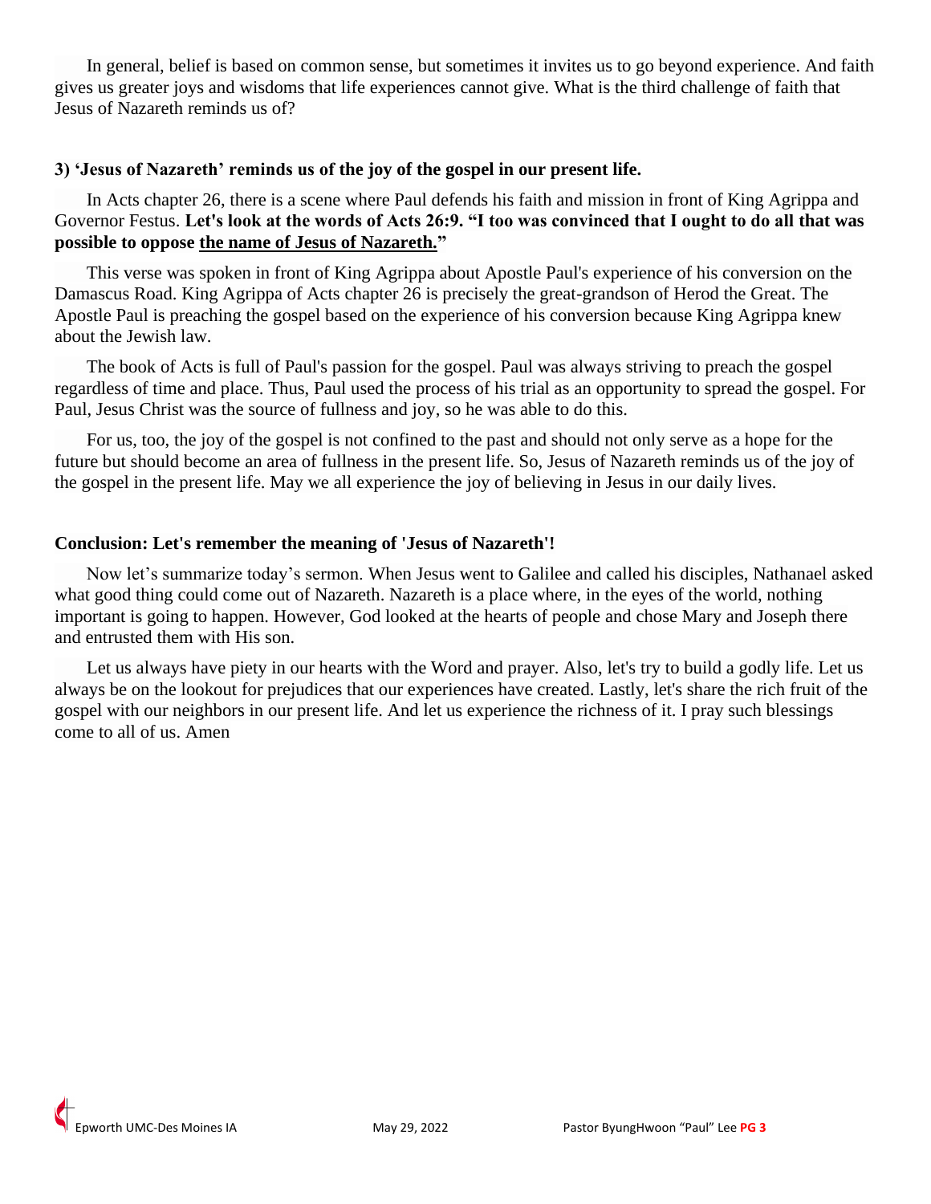In general, belief is based on common sense, but sometimes it invites us to go beyond experience. And faith gives us greater joys and wisdoms that life experiences cannot give. What is the third challenge of faith that Jesus of Nazareth reminds us of?

**3) 'Jesus of Nazareth' reminds us of the joy of the gospel in our present life.**

In Acts chapter 26, there is a scene where Paul defends his faith and mission in front of King Agrippa and Governor Festus. **Let's look at the words of Acts 26:9. "I too was convinced that I ought to do all that was possible to oppose <u>the name of Jesus of Nazareth.</u>"**

This verse was spoken in front of King Agrippa about Apostle Paul's experience of his conversion on the Damascus Road. King Agrippa of Acts chapter 26 is precisely the great-grandson of Herod the Great. The Apostle Paul is preaching the gospel based on the experience of his conversion because King Agrippa knew about the Jewish law.

The book of Acts is full of Paul's passion for the gospel. Paul was always striving to preach the gospel regardless of time and place. Thus, Paul used the process of his trial as an opportunity to spread the gospel. For Paul, Jesus Christ was the source of fullness and joy, so he was able to do this.

For us, too, the joy of the gospel is not confined to the past and should not only serve as a hope for the future but should become an area of fullness in the present life. So, Jesus of Nazareth reminds us of the joy of the gospel in the present life. May we all experience the joy of believing in Jesus in our daily lives.

**Conclusion: Let's remember the meaning of 'Jesus of Nazareth'!**

Now let's summarize today's sermon. When Jesus went to Galilee and called his disciples, Nathanael asked what good thing could come out of Nazareth. Nazareth is a place where, in the eyes of the world, nothing important is going to happen. However, God looked at the hearts of people and chose Mary and Joseph there and entrusted them with His son.

Let us always have piety in our hearts with the Word and prayer. Also, let's try to build a godly life. Let us always be on the lookout for prejudices that our experiences have created. Lastly, let's share the rich fruit of the gospel with our neighbors in our present life. And let us experience the richness of it. I pray such blessings come to all of us. Amen